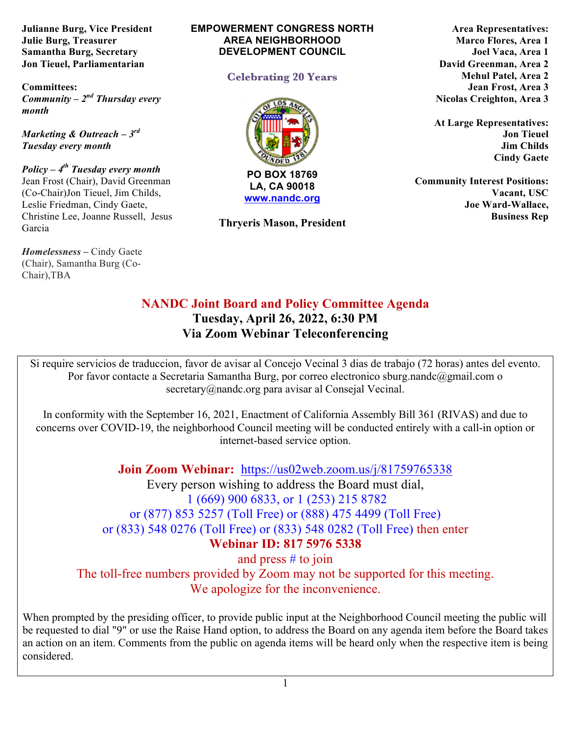**EMPOWERMENT CONGRESS NORTH AREA NEIGHBORHOOD DEVELOPMENT COUNCIL**

**Celebrating 20 Years**

**PO BOX 18769**
**LA, CA 90018**
**[www.nandc.org](http://www.nandc.org)**

**Thryeris Mason, President**

**Julianne Burg, Vice President**
**Julie Burg, Treasurer**
**Samantha Burg, Secretary**
**Jon Tieuel, Parliamentarian**

**Committees:**
***Community – 2nd Thursday every month***

***Marketing & Outreach – 3rd Tuesday every month***

***Policy – 4th Tuesday every month***
Jean Frost (Chair), David Greenman (Co-Chair)Jon Tieuel, Jim Childs, Leslie Friedman, Cindy Gaete, Christine Lee, Joanne Russell, Jesus Garcia

***Homelessness –*** Cindy Gaete (Chair), Samantha Burg (Co-Chair),TBA

**Area Representatives:**
**Marco Flores, Area 1**
**Joel Vaca, Area 1**
**David Greenman, Area 2**
**Mehul Patel, Area 2**
**Jean Frost, Area 3**
**Nicolas Creighton, Area 3**

**At Large Representatives:**
**Jon Tieuel**
**Jim Childs**
**Cindy Gaete**

**Community Interest Positions:**
**Vacant, USC**
**Joe Ward-Wallace, Business Rep**

# NANDC Joint Board and Policy Committee Agenda
## Tuesday, April 26, 2022, 6:30 PM
## Via Zoom Webinar Teleconferencing

Si require servicios de traduccion, favor de avisar al Concejo Vecinal 3 dias de trabajo (72 horas) antes del evento. Por favor contacte a Secretaria Samantha Burg, por correo electronico sburg.nandc@gmail.com o secretary@nandc.org para avisar al Consejal Vecinal.

In conformity with the September 16, 2021, Enactment of California Assembly Bill 361 (RIVAS) and due to concerns over COVID-19, the neighborhood Council meeting will be conducted entirely with a call-in option or internet-based service option.

**Join Zoom Webinar:** [https://us02web.zoom.us/j/81759765338](https://us02web.zoom.us/j/81759765338)

Every person wishing to address the Board must dial,
1 (669) 900 6833, or 1 (253) 215 8782
or (877) 853 5257 (Toll Free) or (888) 475 4499 (Toll Free)
or (833) 548 0276 (Toll Free) or (833) 548 0282 (Toll Free) then enter
**Webinar ID: 817 5976 5338**
and press # to join
The toll-free numbers provided by Zoom may not be supported for this meeting.
We apologize for the inconvenience.

When prompted by the presiding officer, to provide public input at the Neighborhood Council meeting the public will be requested to dial "9" or use the Raise Hand option, to address the Board on any agenda item before the Board takes an action on an item. Comments from the public on agenda items will be heard only when the respective item is being considered.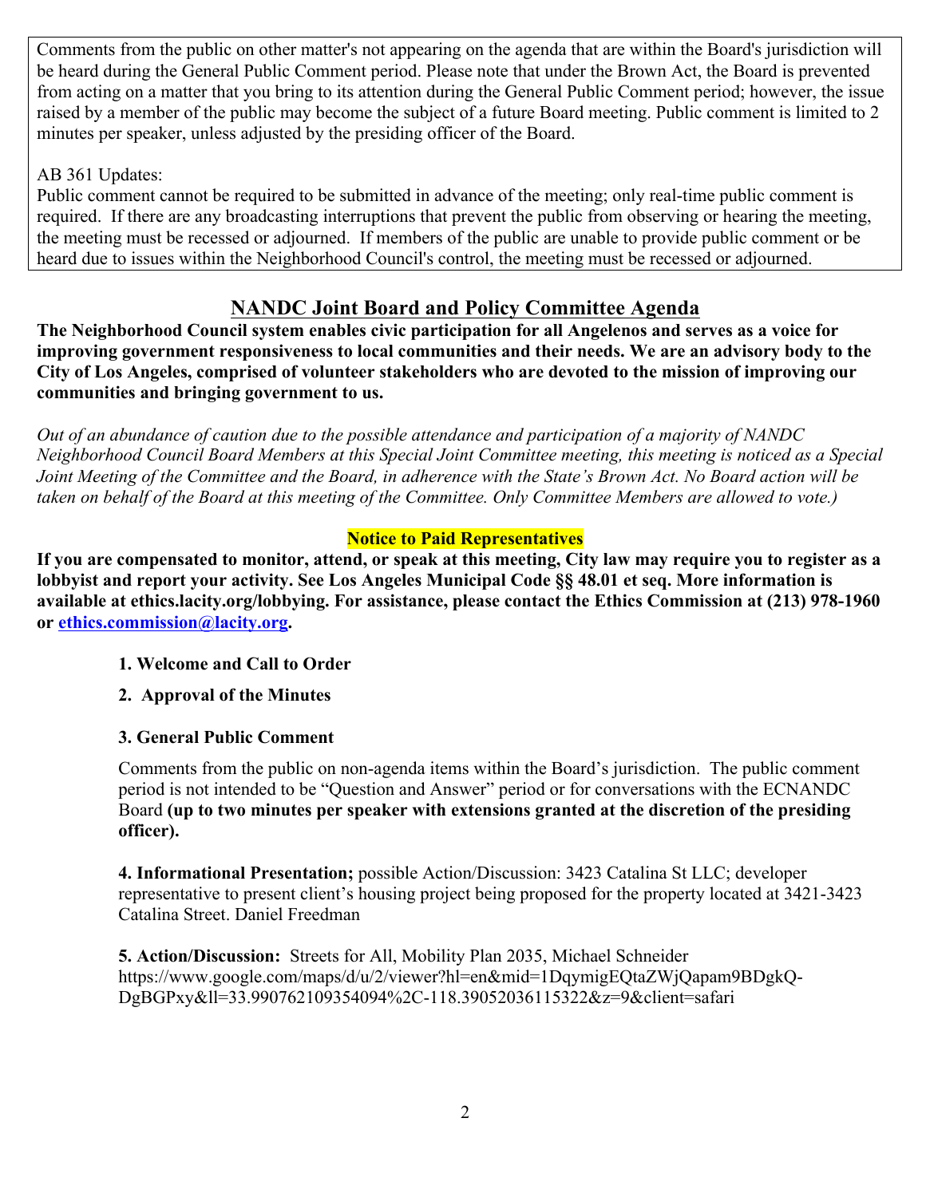Comments from the public on other matter's not appearing on the agenda that are within the Board's jurisdiction will be heard during the General Public Comment period. Please note that under the Brown Act, the Board is prevented from acting on a matter that you bring to its attention during the General Public Comment period; however, the issue raised by a member of the public may become the subject of a future Board meeting. Public comment is limited to 2 minutes per speaker, unless adjusted by the presiding officer of the Board.

AB 361 Updates:
Public comment cannot be required to be submitted in advance of the meeting; only real-time public comment is required. If there are any broadcasting interruptions that prevent the public from observing or hearing the meeting, the meeting must be recessed or adjourned. If members of the public are unable to provide public comment or be heard due to issues within the Neighborhood Council's control, the meeting must be recessed or adjourned.

## NANDC Joint Board and Policy Committee Agenda

**The Neighborhood Council system enables civic participation for all Angelenos and serves as a voice for improving government responsiveness to local communities and their needs. We are an advisory body to the City of Los Angeles, comprised of volunteer stakeholders who are devoted to the mission of improving our communities and bringing government to us.**

*Out of an abundance of caution due to the possible attendance and participation of a majority of NANDC Neighborhood Council Board Members at this Special Joint Committee meeting, this meeting is noticed as a Special Joint Meeting of the Committee and the Board, in adherence with the State's Brown Act. No Board action will be taken on behalf of the Board at this meeting of the Committee. Only Committee Members are allowed to vote.)*

**Notice to Paid Representatives**

**If you are compensated to monitor, attend, or speak at this meeting, City law may require you to register as a lobbyist and report your activity. See Los Angeles Municipal Code §§ 48.01 et seq. More information is available at ethics.lacity.org/lobbying. For assistance, please contact the Ethics Commission at (213) 978-1960 or [ethics.commission@lacity.org](mailto:ethics.commission@lacity.org).**

**1. Welcome and Call to Order**

**2. Approval of the Minutes**

**3. General Public Comment**

Comments from the public on non-agenda items within the Board's jurisdiction. The public comment period is not intended to be "Question and Answer" period or for conversations with the ECNANDC Board **(up to two minutes per speaker with extensions granted at the discretion of the presiding officer).**

**4. Informational Presentation;** possible Action/Discussion: 3423 Catalina St LLC; developer representative to present client's housing project being proposed for the property located at 3421-3423 Catalina Street. Daniel Freedman

**5. Action/Discussion:** Streets for All, Mobility Plan 2035, Michael Schneider
https://www.google.com/maps/d/u/2/viewer?hl=en&mid=1DqymigEQtaZWjQapam9BDgkQ-DgBGPxy&ll=33.990762109354094%2C-118.39052036115322&z=9&client=safari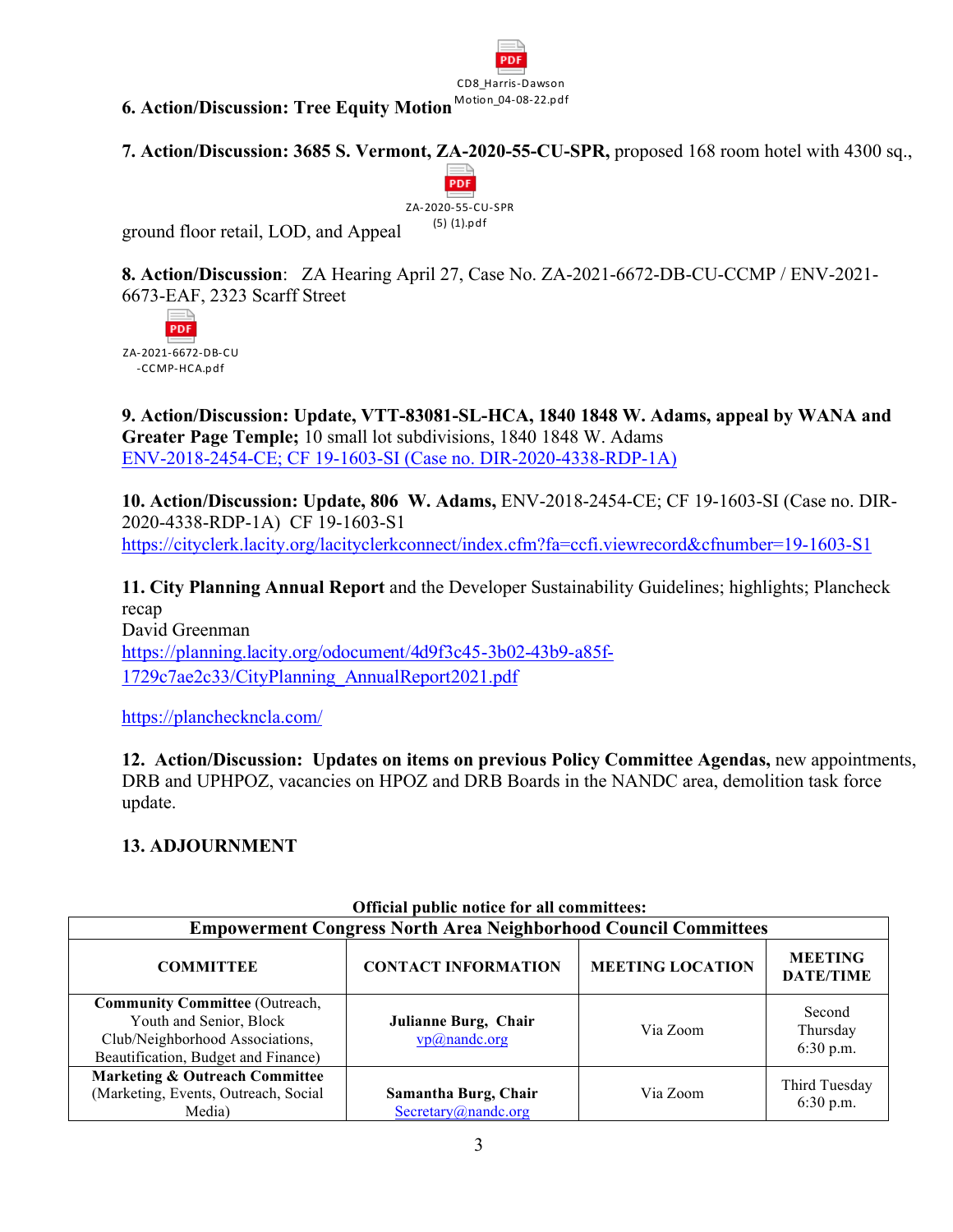CD8_Harris-Dawson Motion_04-08-22.pdf

**6. Action/Discussion: Tree Equity Motion**

**7. Action/Discussion: 3685 S. Vermont, ZA-2020-55-CU-SPR,** proposed 168 room hotel with 4300 sq., ground floor retail, LOD, and Appeal

ZA-2020-55-CU-SPR (5) (1).pdf

**8. Action/Discussion**: ZA Hearing April 27, Case No. ZA-2021-6672-DB-CU-CCMP / ENV-2021-6673-EAF, 2323 Scarff Street

ZA-2021-6672-DB-CU-CCMP-HCA.pdf

**9. Action/Discussion: Update, VTT-83081-SL-HCA, 1840 1848 W. Adams, appeal by WANA and Greater Page Temple;** 10 small lot subdivisions, 1840 1848 W. Adams
ENV-2018-2454-CE; CF 19-1603-SI (Case no. DIR-2020-4338-RDP-1A)

**10. Action/Discussion: Update, 806 W. Adams,** ENV-2018-2454-CE; CF 19-1603-SI (Case no. DIR-2020-4338-RDP-1A) CF 19-1603-S1
https://cityclerk.lacity.org/lacityclerkconnect/index.cfm?fa=ccfi.viewrecord&cfnumber=19-1603-S1

**11. City Planning Annual Report** and the Developer Sustainability Guidelines; highlights; Plancheck recap
David Greenman
https://planning.lacity.org/odocument/4d9f3c45-3b02-43b9-a85f-1729c7ae2c33/CityPlanning_AnnualReport2021.pdf

https://planchecknc la.com/

**12. Action/Discussion: Updates on items on previous Policy Committee Agendas,** new appointments, DRB and UPHPOZ, vacancies on HPOZ and DRB Boards in the NANDC area, demolition task force update.

**13. ADJOURNMENT**

**Official public notice for all committees:**

| **Empowerment Congress North Area Neighborhood Council Committees** | | | |
|---|---|---|---|
| **COMMITTEE** | **CONTACT INFORMATION** | **MEETING LOCATION** | **MEETING DATE/TIME** |
| **Community Committee** (Outreach, Youth and Senior, Block Club/Neighborhood Associations, Beautification, Budget and Finance) | **Julianne Burg, Chair** vp@nandc.org | Via Zoom | Second Thursday 6:30 p.m. |
| **Marketing & Outreach Committee** (Marketing, Events, Outreach, Social Media) | **Samantha Burg, Chair** Secretary@nandc.org | Via Zoom | Third Tuesday 6:30 p.m. |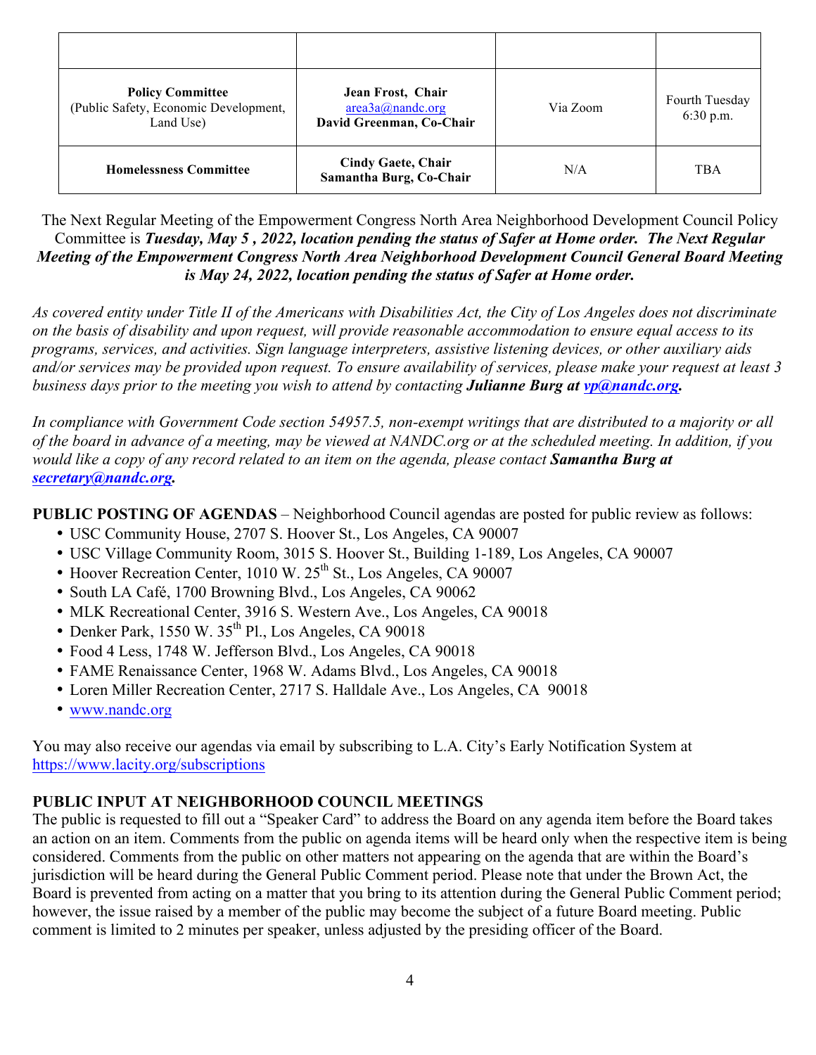| | | | |
|---|---|---|---|
| **Policy Committee** (Public Safety, Economic Development, Land Use) | **Jean Frost, Chair** area3a@nandc.org **David Greenman, Co-Chair** | Via Zoom | Fourth Tuesday 6:30 p.m. |
| **Homelessness Committee** | **Cindy Gaete, Chair** **Samantha Burg, Co-Chair** | N/A | TBA |

The Next Regular Meeting of the Empowerment Congress North Area Neighborhood Development Council Policy Committee is ***Tuesday, May 5 , 2022, location pending the status of Safer at Home order. The Next Regular Meeting of the Empowerment Congress North Area Neighborhood Development Council General Board Meeting is May 24, 2022, location pending the status of Safer at Home order.***

*As covered entity under Title II of the Americans with Disabilities Act, the City of Los Angeles does not discriminate on the basis of disability and upon request, will provide reasonable accommodation to ensure equal access to its programs, services, and activities. Sign language interpreters, assistive listening devices, or other auxiliary aids and/or services may be provided upon request. To ensure availability of services, please make your request at least 3 business days prior to the meeting you wish to attend by contacting* ***Julianne Burg at vp@nandc.org.***

*In compliance with Government Code section 54957.5, non-exempt writings that are distributed to a majority or all of the board in advance of a meeting, may be viewed at NANDC.org or at the scheduled meeting. In addition, if you would like a copy of any record related to an item on the agenda, please contact* ***Samantha Burg at secretary@nandc.org.***

**PUBLIC POSTING OF AGENDAS** – Neighborhood Council agendas are posted for public review as follows:

- USC Community House, 2707 S. Hoover St., Los Angeles, CA 90007
- USC Village Community Room, 3015 S. Hoover St., Building 1-189, Los Angeles, CA 90007
- Hoover Recreation Center, 1010 W. 25th St., Los Angeles, CA 90007
- South LA Café, 1700 Browning Blvd., Los Angeles, CA 90062
- MLK Recreational Center, 3916 S. Western Ave., Los Angeles, CA 90018
- Denker Park, 1550 W. 35th Pl., Los Angeles, CA 90018
- Food 4 Less, 1748 W. Jefferson Blvd., Los Angeles, CA 90018
- FAME Renaissance Center, 1968 W. Adams Blvd., Los Angeles, CA 90018
- Loren Miller Recreation Center, 2717 S. Halldale Ave., Los Angeles, CA 90018
- www.nandc.org

You may also receive our agendas via email by subscribing to L.A. City's Early Notification System at https://www.lacity.org/subscriptions

**PUBLIC INPUT AT NEIGHBORHOOD COUNCIL MEETINGS**

The public is requested to fill out a "Speaker Card" to address the Board on any agenda item before the Board takes an action on an item. Comments from the public on agenda items will be heard only when the respective item is being considered. Comments from the public on other matters not appearing on the agenda that are within the Board's jurisdiction will be heard during the General Public Comment period. Please note that under the Brown Act, the Board is prevented from acting on a matter that you bring to its attention during the General Public Comment period; however, the issue raised by a member of the public may become the subject of a future Board meeting. Public comment is limited to 2 minutes per speaker, unless adjusted by the presiding officer of the Board.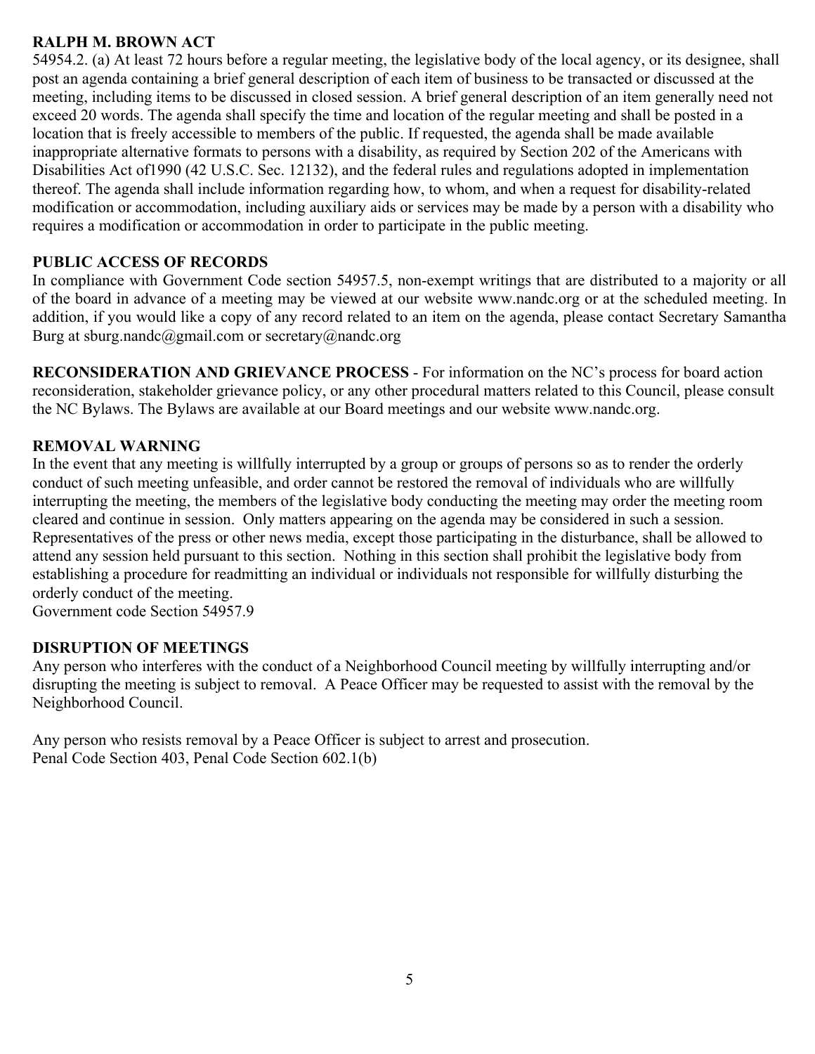**RALPH M. BROWN ACT**

54954.2. (a) At least 72 hours before a regular meeting, the legislative body of the local agency, or its designee, shall post an agenda containing a brief general description of each item of business to be transacted or discussed at the meeting, including items to be discussed in closed session. A brief general description of an item generally need not exceed 20 words. The agenda shall specify the time and location of the regular meeting and shall be posted in a location that is freely accessible to members of the public. If requested, the agenda shall be made available inappropriate alternative formats to persons with a disability, as required by Section 202 of the Americans with Disabilities Act of1990 (42 U.S.C. Sec. 12132), and the federal rules and regulations adopted in implementation thereof. The agenda shall include information regarding how, to whom, and when a request for disability-related modification or accommodation, including auxiliary aids or services may be made by a person with a disability who requires a modification or accommodation in order to participate in the public meeting.

**PUBLIC ACCESS OF RECORDS**

In compliance with Government Code section 54957.5, non-exempt writings that are distributed to a majority or all of the board in advance of a meeting may be viewed at our website www.nandc.org or at the scheduled meeting. In addition, if you would like a copy of any record related to an item on the agenda, please contact Secretary Samantha Burg at sburg.nandc@gmail.com or secretary@nandc.org

**RECONSIDERATION AND GRIEVANCE PROCESS** - For information on the NC's process for board action reconsideration, stakeholder grievance policy, or any other procedural matters related to this Council, please consult the NC Bylaws. The Bylaws are available at our Board meetings and our website www.nandc.org.

**REMOVAL WARNING**

In the event that any meeting is willfully interrupted by a group or groups of persons so as to render the orderly conduct of such meeting unfeasible, and order cannot be restored the removal of individuals who are willfully interrupting the meeting, the members of the legislative body conducting the meeting may order the meeting room cleared and continue in session. Only matters appearing on the agenda may be considered in such a session. Representatives of the press or other news media, except those participating in the disturbance, shall be allowed to attend any session held pursuant to this section. Nothing in this section shall prohibit the legislative body from establishing a procedure for readmitting an individual or individuals not responsible for willfully disturbing the orderly conduct of the meeting.
Government code Section 54957.9

**DISRUPTION OF MEETINGS**

Any person who interferes with the conduct of a Neighborhood Council meeting by willfully interrupting and/or disrupting the meeting is subject to removal. A Peace Officer may be requested to assist with the removal by the Neighborhood Council.

Any person who resists removal by a Peace Officer is subject to arrest and prosecution.
Penal Code Section 403, Penal Code Section 602.1(b)